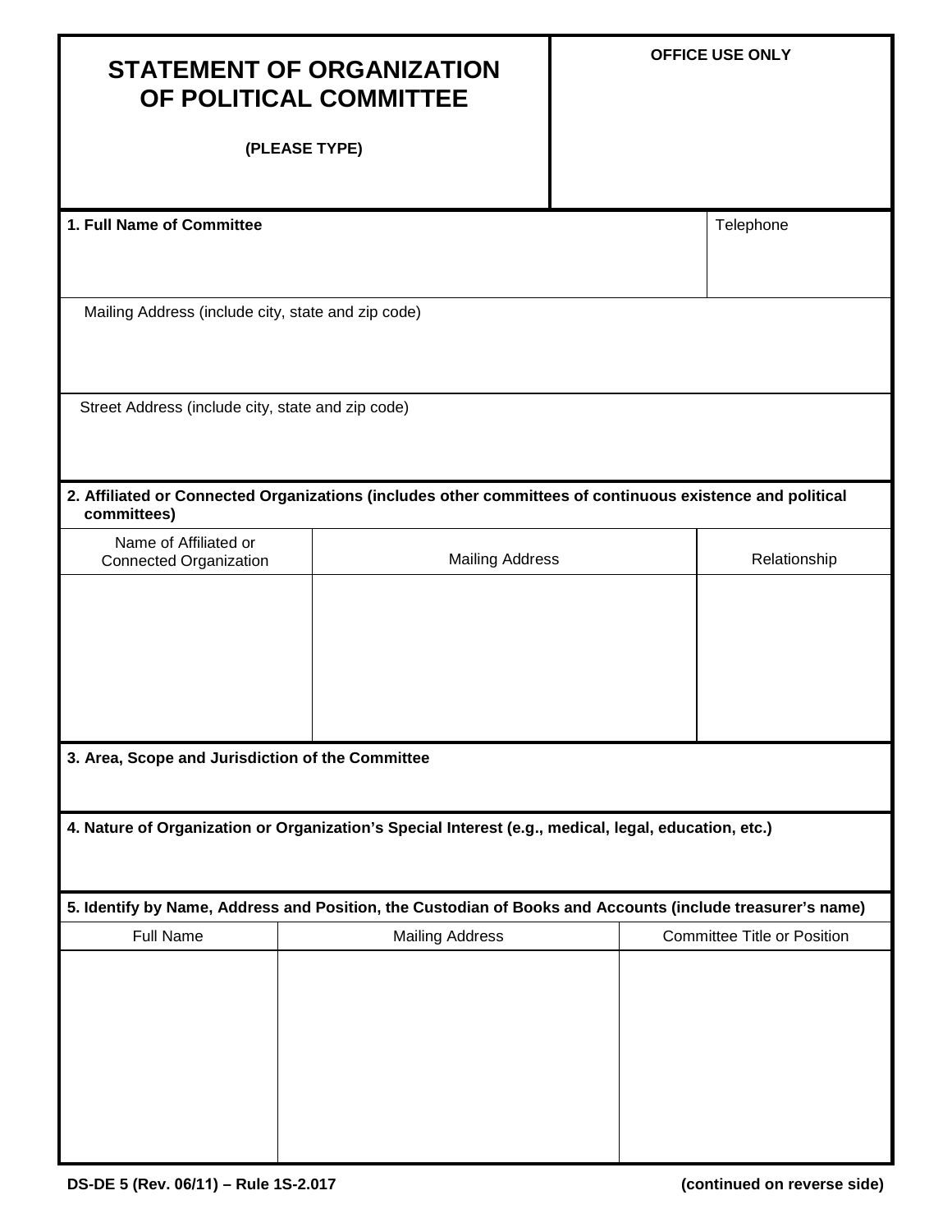# STATEMENT OF ORGANIZATION OF POLITICAL COMMITTEE

**(PLEASE TYPE)**

**OFFICE USE ONLY**

**1. Full Name of Committee**

Telephone

Mailing Address (include city, state and zip code)

Street Address (include city, state and zip code)

**2. Affiliated or Connected Organizations (includes other committees of continuous existence and political committees)**

| Name of Affiliated or Connected Organization | Mailing Address | Relationship |
|---|---|---|
| | | |

**3. Area, Scope and Jurisdiction of the Committee**

**4. Nature of Organization or Organization's Special Interest (e.g., medical, legal, education, etc.)**

**5. Identify by Name, Address and Position, the Custodian of Books and Accounts (include treasurer's name)**

| Full Name | Mailing Address | Committee Title or Position |
|---|---|---|
| | | |

**DS-DE 5 (Rev. 06/11) – Rule 1S-2.017**

**(continued on reverse side)**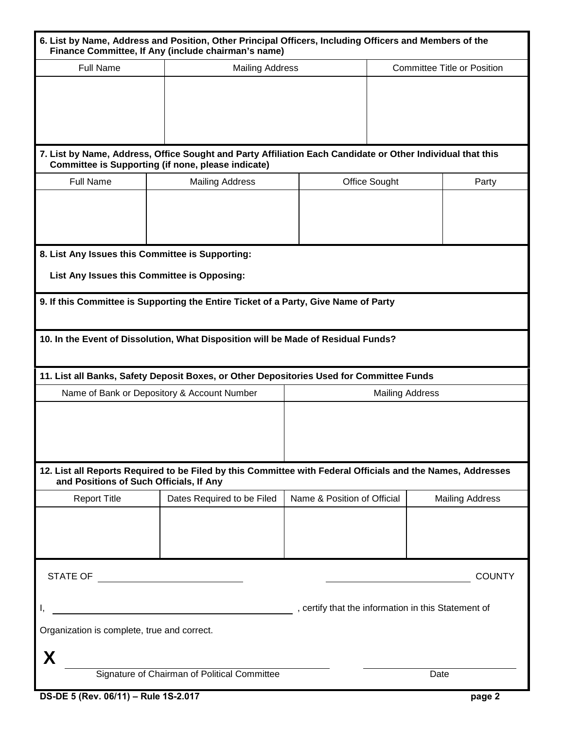**6. List by Name, Address and Position, Other Principal Officers, Including Officers and Members of the Finance Committee, If Any (include chairman's name)**

| Full Name | Mailing Address | Committee Title or Position |
|---|---|---|
| | | |

**7. List by Name, Address, Office Sought and Party Affiliation Each Candidate or Other Individual that this Committee is Supporting (if none, please indicate)**

| Full Name | Mailing Address | Office Sought | Party |
|---|---|---|---|
| | | | |

**8. List Any Issues this Committee is Supporting:**

**List Any Issues this Committee is Opposing:**

**9. If this Committee is Supporting the Entire Ticket of a Party, Give Name of Party**

**10. In the Event of Dissolution, What Disposition will be Made of Residual Funds?**

**11. List all Banks, Safety Deposit Boxes, or Other Depositories Used for Committee Funds**

| Name of Bank or Depository & Account Number | Mailing Address |
|---|---|
| | |

**12. List all Reports Required to be Filed by this Committee with Federal Officials and the Names, Addresses and Positions of Such Officials, If Any**

| Report Title | Dates Required to be Filed | Name & Position of Official | Mailing Address |
|---|---|---|---|
| | | | |

STATE OF ____________________ ____________________ COUNTY

I, ________________________________________, certify that the information in this Statement of Organization is complete, true and correct.

**X** ________________________________________ ____________________

Signature of Chairman of Political Committee Date

**DS-DE 5 (Rev. 06/11) – Rule 1S-2.017**